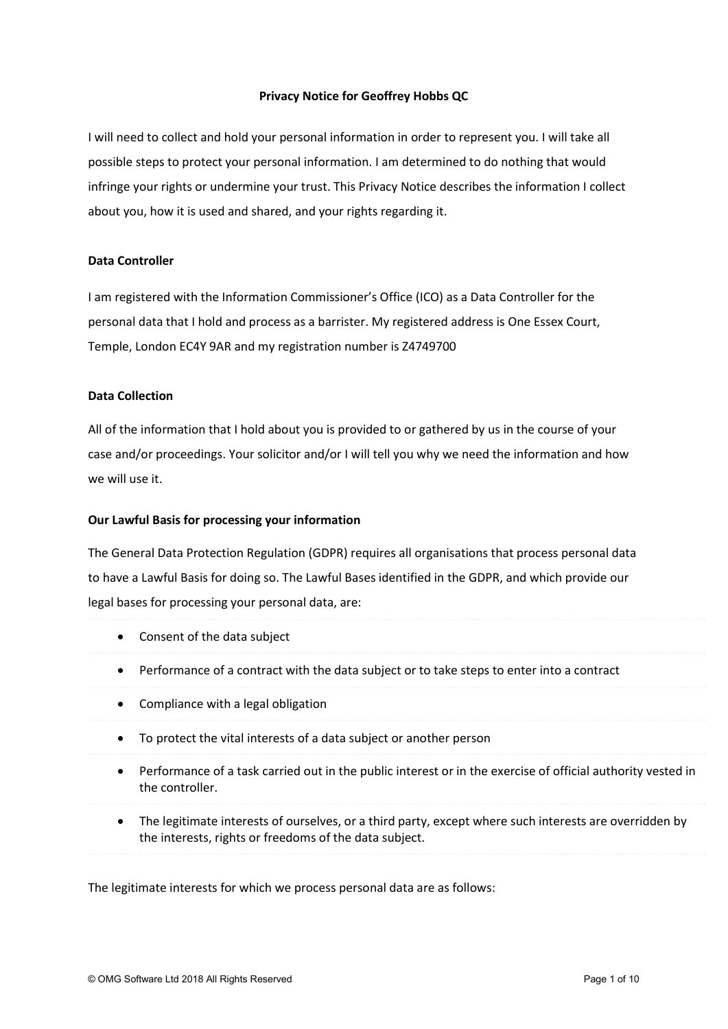**Privacy Notice for Geoffrey Hobbs QC**

I will need to collect and hold your personal information in order to represent you. I will take all possible steps to protect your personal information. I am determined to do nothing that would infringe your rights or undermine your trust. This Privacy Notice describes the information I collect about you, how it is used and shared, and your rights regarding it.

**Data Controller**

I am registered with the Information Commissioner's Office (ICO) as a Data Controller for the personal data that I hold and process as a barrister. My registered address is One Essex Court, Temple, London EC4Y 9AR and my registration number is Z4749700

**Data Collection**

All of the information that I hold about you is provided to or gathered by us in the course of your case and/or proceedings. Your solicitor and/or I will tell you why we need the information and how we will use it.

**Our Lawful Basis for processing your information**

The General Data Protection Regulation (GDPR) requires all organisations that process personal data to have a Lawful Basis for doing so. The Lawful Bases identified in the GDPR, and which provide our legal bases for processing your personal data, are:

- Consent of the data subject
- Performance of a contract with the data subject or to take steps to enter into a contract
- Compliance with a legal obligation
- To protect the vital interests of a data subject or another person
- Performance of a task carried out in the public interest or in the exercise of official authority vested in the controller.
- The legitimate interests of ourselves, or a third party, except where such interests are overridden by the interests, rights or freedoms of the data subject.

The legitimate interests for which we process personal data are as follows: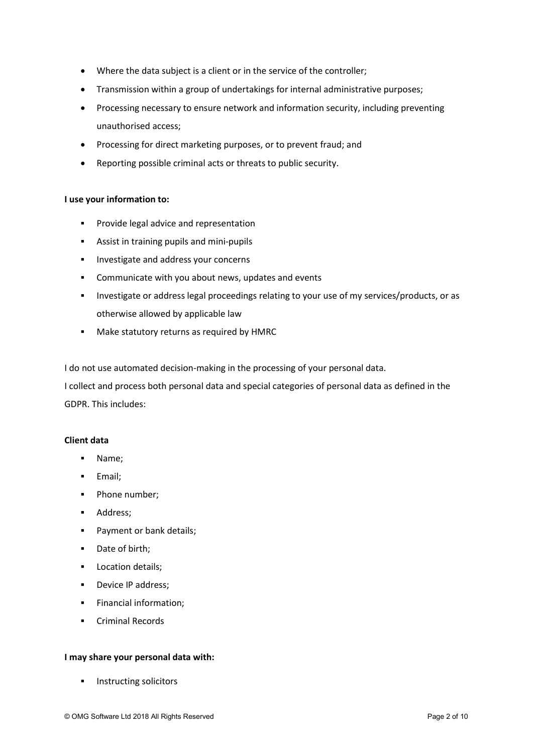- Where the data subject is a client or in the service of the controller;
- Transmission within a group of undertakings for internal administrative purposes;
- Processing necessary to ensure network and information security, including preventing unauthorised access;
- Processing for direct marketing purposes, or to prevent fraud; and
- Reporting possible criminal acts or threats to public security.

**I use your information to:**

- Provide legal advice and representation
- Assist in training pupils and mini-pupils
- Investigate and address your concerns
- Communicate with you about news, updates and events
- Investigate or address legal proceedings relating to your use of my services/products, or as otherwise allowed by applicable law
- Make statutory returns as required by HMRC

I do not use automated decision-making in the processing of your personal data.

I collect and process both personal data and special categories of personal data as defined in the GDPR. This includes:

**Client data**

- Name;
- Email;
- Phone number;
- Address;
- Payment or bank details;
- Date of birth;
- Location details;
- Device IP address;
- Financial information;
- Criminal Records

**I may share your personal data with:**

- Instructing solicitors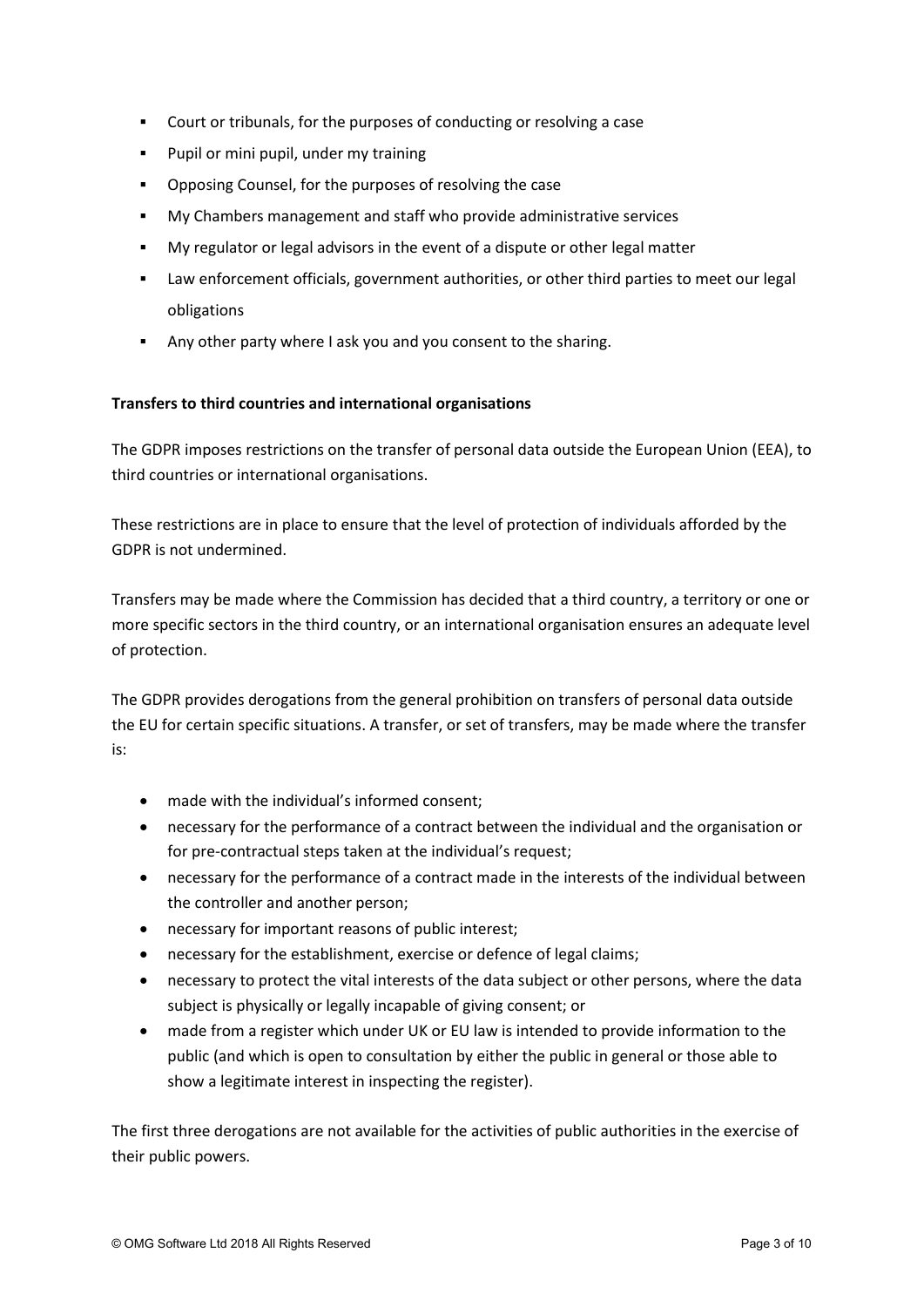- Court or tribunals, for the purposes of conducting or resolving a case
- Pupil or mini pupil, under my training
- Opposing Counsel, for the purposes of resolving the case
- My Chambers management and staff who provide administrative services
- My regulator or legal advisors in the event of a dispute or other legal matter
- Law enforcement officials, government authorities, or other third parties to meet our legal obligations
- Any other party where I ask you and you consent to the sharing.

**Transfers to third countries and international organisations**

The GDPR imposes restrictions on the transfer of personal data outside the European Union (EEA), to third countries or international organisations.

These restrictions are in place to ensure that the level of protection of individuals afforded by the GDPR is not undermined.

Transfers may be made where the Commission has decided that a third country, a territory or one or more specific sectors in the third country, or an international organisation ensures an adequate level of protection.

The GDPR provides derogations from the general prohibition on transfers of personal data outside the EU for certain specific situations. A transfer, or set of transfers, may be made where the transfer is:

- made with the individual's informed consent;
- necessary for the performance of a contract between the individual and the organisation or for pre-contractual steps taken at the individual's request;
- necessary for the performance of a contract made in the interests of the individual between the controller and another person;
- necessary for important reasons of public interest;
- necessary for the establishment, exercise or defence of legal claims;
- necessary to protect the vital interests of the data subject or other persons, where the data subject is physically or legally incapable of giving consent; or
- made from a register which under UK or EU law is intended to provide information to the public (and which is open to consultation by either the public in general or those able to show a legitimate interest in inspecting the register).

The first three derogations are not available for the activities of public authorities in the exercise of their public powers.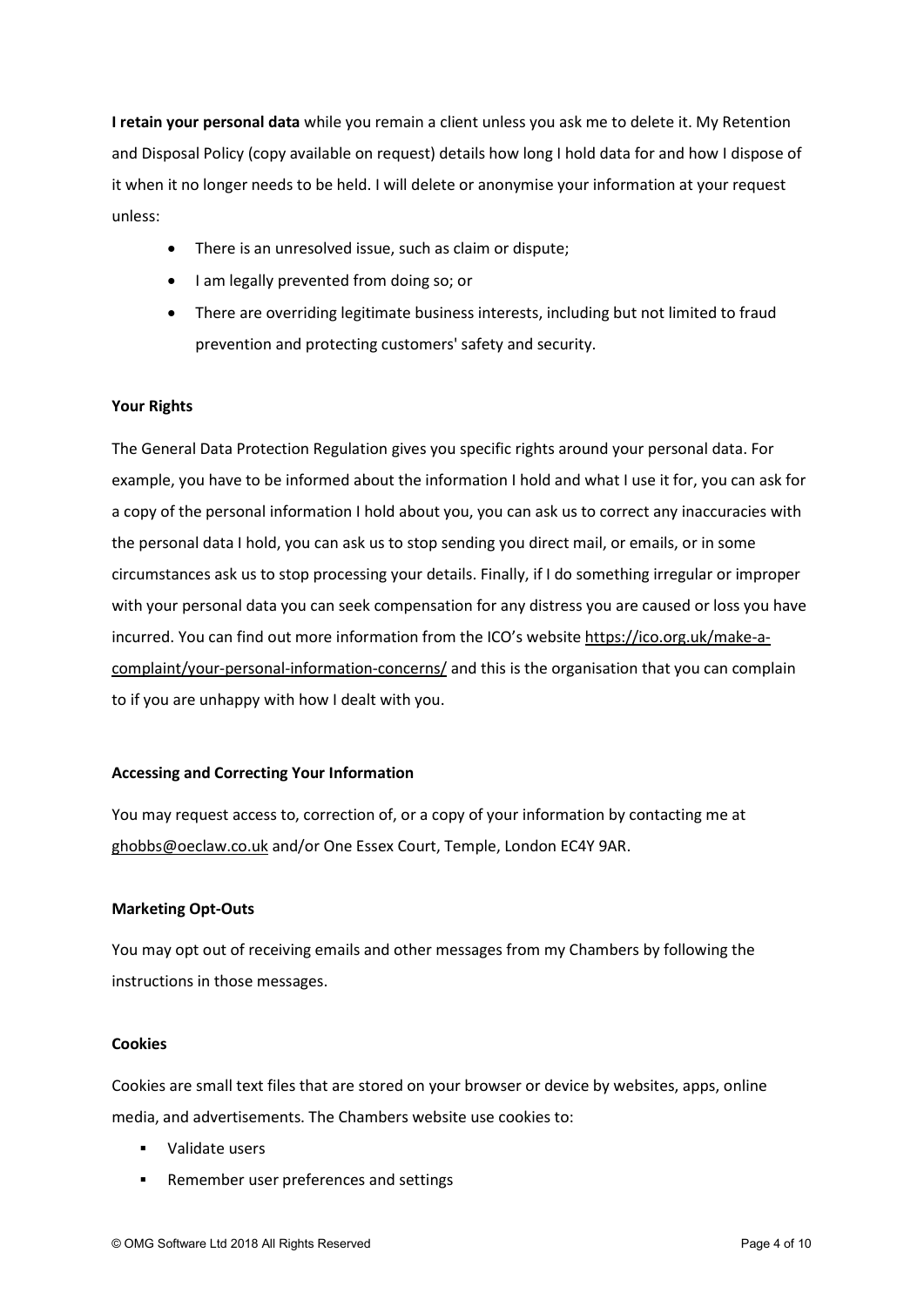**I retain your personal data** while you remain a client unless you ask me to delete it. My Retention and Disposal Policy (copy available on request) details how long I hold data for and how I dispose of it when it no longer needs to be held. I will delete or anonymise your information at your request unless:

- There is an unresolved issue, such as claim or dispute;
- I am legally prevented from doing so; or
- There are overriding legitimate business interests, including but not limited to fraud prevention and protecting customers' safety and security.

**Your Rights**

The General Data Protection Regulation gives you specific rights around your personal data. For example, you have to be informed about the information I hold and what I use it for, you can ask for a copy of the personal information I hold about you, you can ask us to correct any inaccuracies with the personal data I hold, you can ask us to stop sending you direct mail, or emails, or in some circumstances ask us to stop processing your details. Finally, if I do something irregular or improper with your personal data you can seek compensation for any distress you are caused or loss you have incurred. You can find out more information from the ICO's website https://ico.org.uk/make-a-complaint/your-personal-information-concerns/ and this is the organisation that you can complain to if you are unhappy with how I dealt with you.

**Accessing and Correcting Your Information**

You may request access to, correction of, or a copy of your information by contacting me at ghobbs@oeclaw.co.uk and/or One Essex Court, Temple, London EC4Y 9AR.

**Marketing Opt-Outs**

You may opt out of receiving emails and other messages from my Chambers by following the instructions in those messages.

**Cookies**

Cookies are small text files that are stored on your browser or device by websites, apps, online media, and advertisements. The Chambers website use cookies to:

- Validate users
- Remember user preferences and settings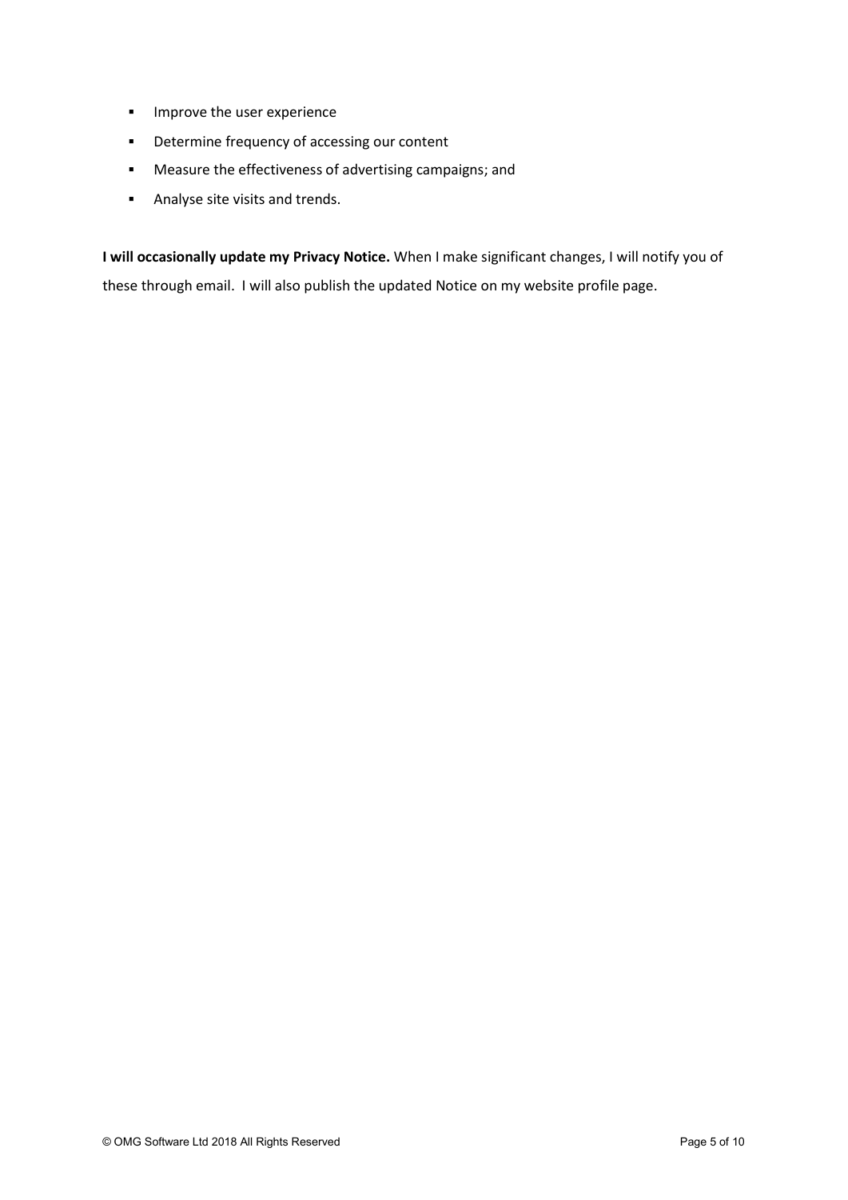- Improve the user experience
- Determine frequency of accessing our content
- Measure the effectiveness of advertising campaigns; and
- Analyse site visits and trends.

**I will occasionally update my Privacy Notice.** When I make significant changes, I will notify you of these through email. I will also publish the updated Notice on my website profile page.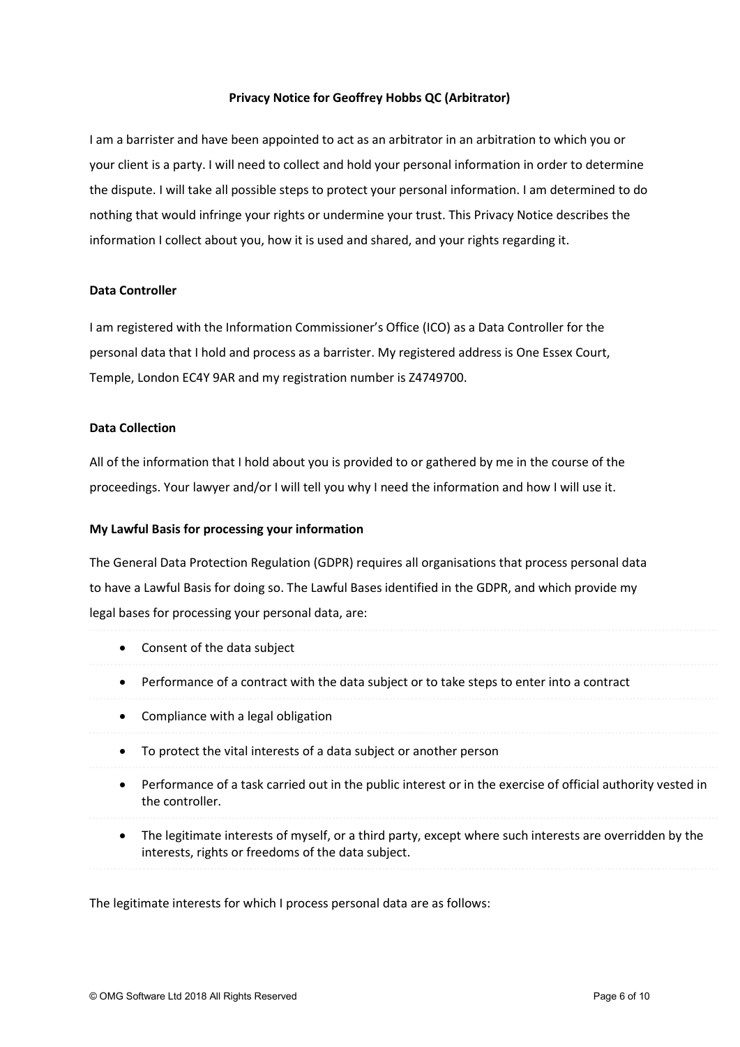**Privacy Notice for Geoffrey Hobbs QC (Arbitrator)**

I am a barrister and have been appointed to act as an arbitrator in an arbitration to which you or your client is a party. I will need to collect and hold your personal information in order to determine the dispute. I will take all possible steps to protect your personal information. I am determined to do nothing that would infringe your rights or undermine your trust. This Privacy Notice describes the information I collect about you, how it is used and shared, and your rights regarding it.

**Data Controller**

I am registered with the Information Commissioner's Office (ICO) as a Data Controller for the personal data that I hold and process as a barrister. My registered address is One Essex Court, Temple, London EC4Y 9AR and my registration number is Z4749700.

**Data Collection**

All of the information that I hold about you is provided to or gathered by me in the course of the proceedings. Your lawyer and/or I will tell you why I need the information and how I will use it.

**My Lawful Basis for processing your information**

The General Data Protection Regulation (GDPR) requires all organisations that process personal data to have a Lawful Basis for doing so. The Lawful Bases identified in the GDPR, and which provide my legal bases for processing your personal data, are:

- Consent of the data subject
- Performance of a contract with the data subject or to take steps to enter into a contract
- Compliance with a legal obligation
- To protect the vital interests of a data subject or another person
- Performance of a task carried out in the public interest or in the exercise of official authority vested in the controller.
- The legitimate interests of myself, or a third party, except where such interests are overridden by the interests, rights or freedoms of the data subject.

The legitimate interests for which I process personal data are as follows: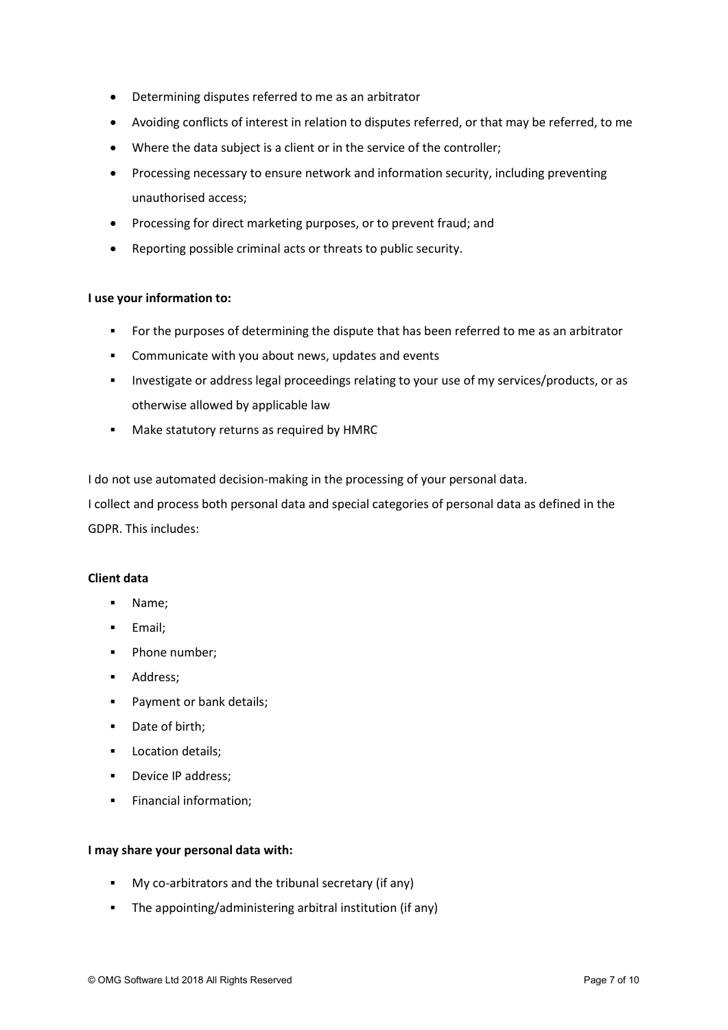- Determining disputes referred to me as an arbitrator
- Avoiding conflicts of interest in relation to disputes referred, or that may be referred, to me
- Where the data subject is a client or in the service of the controller;
- Processing necessary to ensure network and information security, including preventing unauthorised access;
- Processing for direct marketing purposes, or to prevent fraud; and
- Reporting possible criminal acts or threats to public security.

**I use your information to:**

- For the purposes of determining the dispute that has been referred to me as an arbitrator
- Communicate with you about news, updates and events
- Investigate or address legal proceedings relating to your use of my services/products, or as otherwise allowed by applicable law
- Make statutory returns as required by HMRC

I do not use automated decision-making in the processing of your personal data.

I collect and process both personal data and special categories of personal data as defined in the GDPR. This includes:

**Client data**

- Name;
- Email;
- Phone number;
- Address;
- Payment or bank details;
- Date of birth;
- Location details;
- Device IP address;
- Financial information;

**I may share your personal data with:**

- My co-arbitrators and the tribunal secretary (if any)
- The appointing/administering arbitral institution (if any)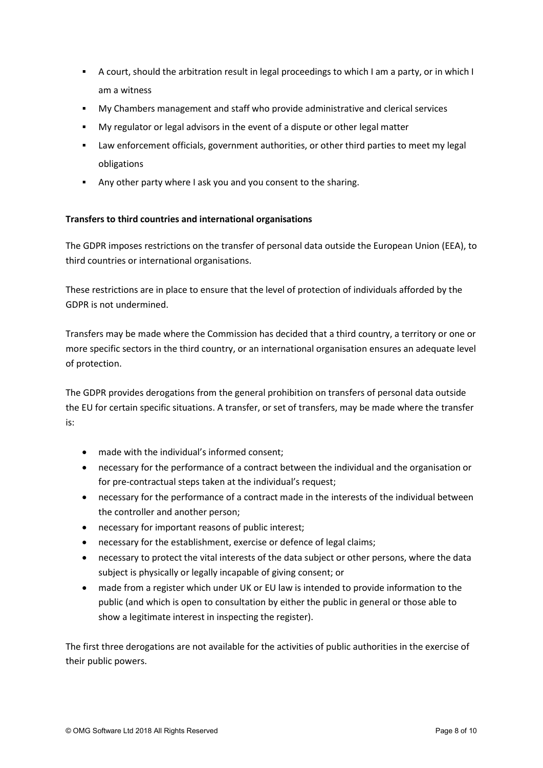- A court, should the arbitration result in legal proceedings to which I am a party, or in which I am a witness
- My Chambers management and staff who provide administrative and clerical services
- My regulator or legal advisors in the event of a dispute or other legal matter
- Law enforcement officials, government authorities, or other third parties to meet my legal obligations
- Any other party where I ask you and you consent to the sharing.

**Transfers to third countries and international organisations**

The GDPR imposes restrictions on the transfer of personal data outside the European Union (EEA), to third countries or international organisations.

These restrictions are in place to ensure that the level of protection of individuals afforded by the GDPR is not undermined.

Transfers may be made where the Commission has decided that a third country, a territory or one or more specific sectors in the third country, or an international organisation ensures an adequate level of protection.

The GDPR provides derogations from the general prohibition on transfers of personal data outside the EU for certain specific situations. A transfer, or set of transfers, may be made where the transfer is:

- made with the individual's informed consent;
- necessary for the performance of a contract between the individual and the organisation or for pre-contractual steps taken at the individual's request;
- necessary for the performance of a contract made in the interests of the individual between the controller and another person;
- necessary for important reasons of public interest;
- necessary for the establishment, exercise or defence of legal claims;
- necessary to protect the vital interests of the data subject or other persons, where the data subject is physically or legally incapable of giving consent; or
- made from a register which under UK or EU law is intended to provide information to the public (and which is open to consultation by either the public in general or those able to show a legitimate interest in inspecting the register).

The first three derogations are not available for the activities of public authorities in the exercise of their public powers.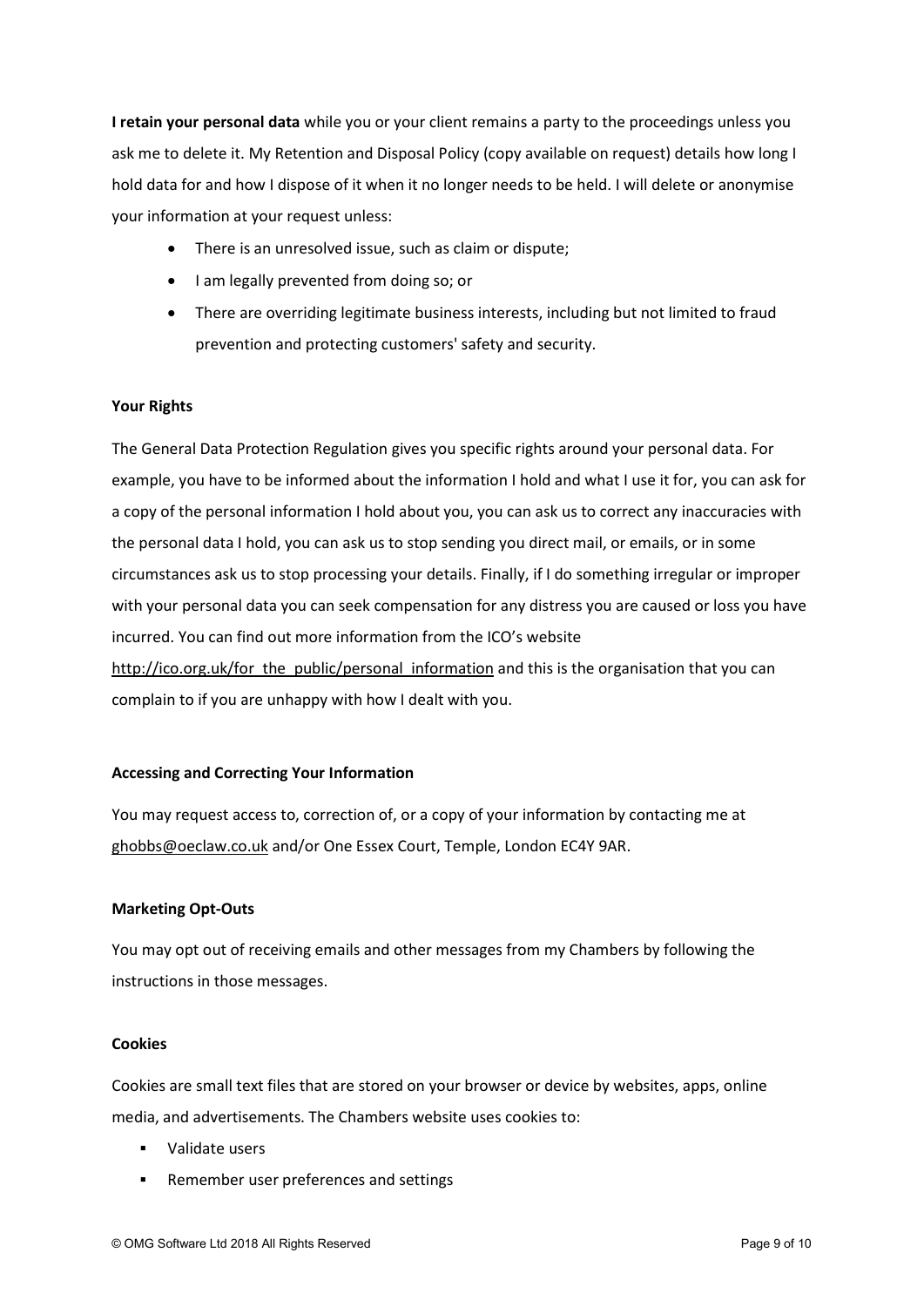**I retain your personal data** while you or your client remains a party to the proceedings unless you ask me to delete it. My Retention and Disposal Policy (copy available on request) details how long I hold data for and how I dispose of it when it no longer needs to be held. I will delete or anonymise your information at your request unless:

- There is an unresolved issue, such as claim or dispute;
- I am legally prevented from doing so; or
- There are overriding legitimate business interests, including but not limited to fraud prevention and protecting customers' safety and security.

**Your Rights**

The General Data Protection Regulation gives you specific rights around your personal data. For example, you have to be informed about the information I hold and what I use it for, you can ask for a copy of the personal information I hold about you, you can ask us to correct any inaccuracies with the personal data I hold, you can ask us to stop sending you direct mail, or emails, or in some circumstances ask us to stop processing your details. Finally, if I do something irregular or improper with your personal data you can seek compensation for any distress you are caused or loss you have incurred. You can find out more information from the ICO's website http://ico.org.uk/for_the_public/personal_information and this is the organisation that you can complain to if you are unhappy with how I dealt with you.

**Accessing and Correcting Your Information**

You may request access to, correction of, or a copy of your information by contacting me at ghobbs@oeclaw.co.uk and/or One Essex Court, Temple, London EC4Y 9AR.

**Marketing Opt-Outs**

You may opt out of receiving emails and other messages from my Chambers by following the instructions in those messages.

**Cookies**

Cookies are small text files that are stored on your browser or device by websites, apps, online media, and advertisements. The Chambers website uses cookies to:

- Validate users
- Remember user preferences and settings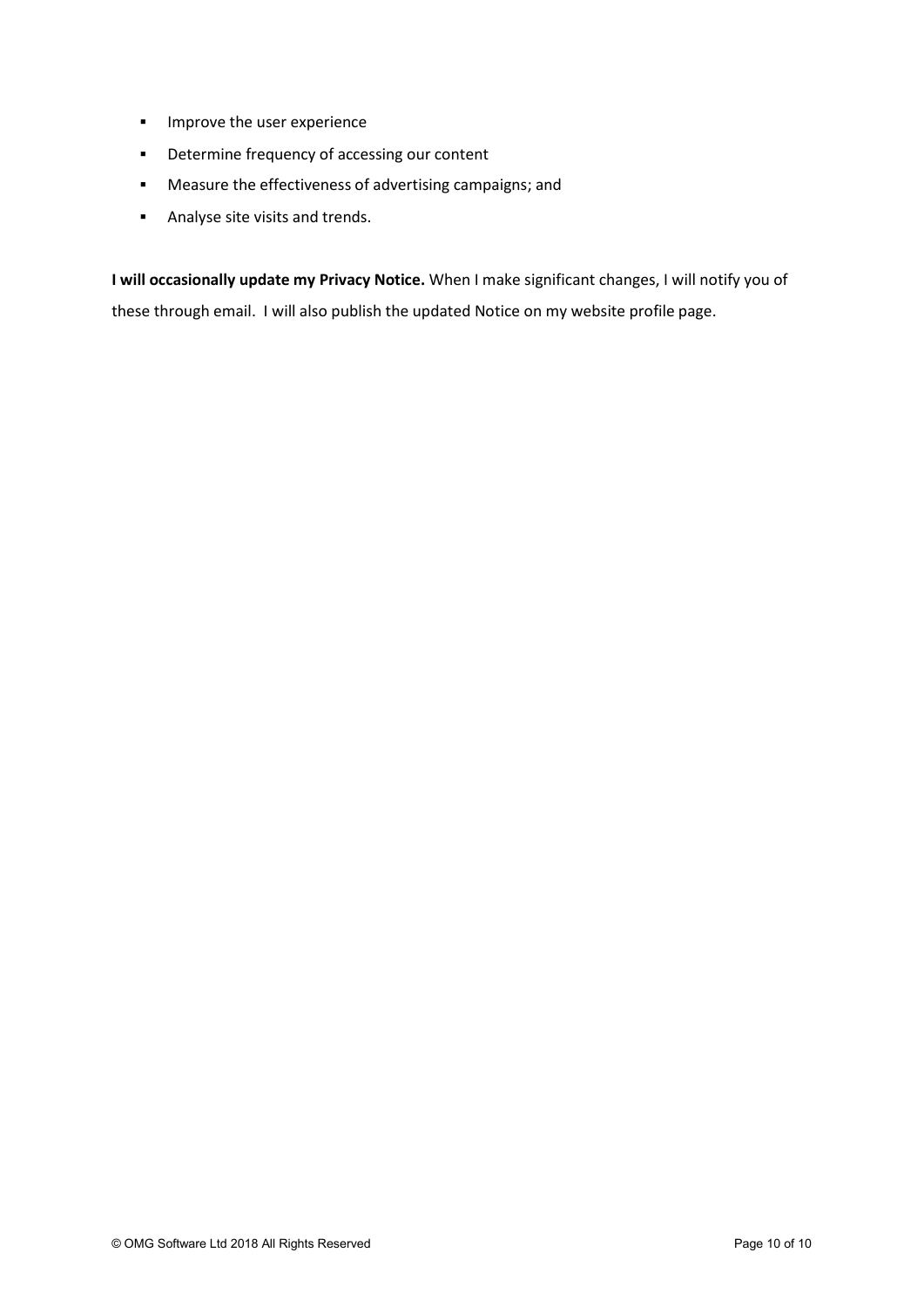- Improve the user experience
- Determine frequency of accessing our content
- Measure the effectiveness of advertising campaigns; and
- Analyse site visits and trends.

**I will occasionally update my Privacy Notice.** When I make significant changes, I will notify you of these through email. I will also publish the updated Notice on my website profile page.